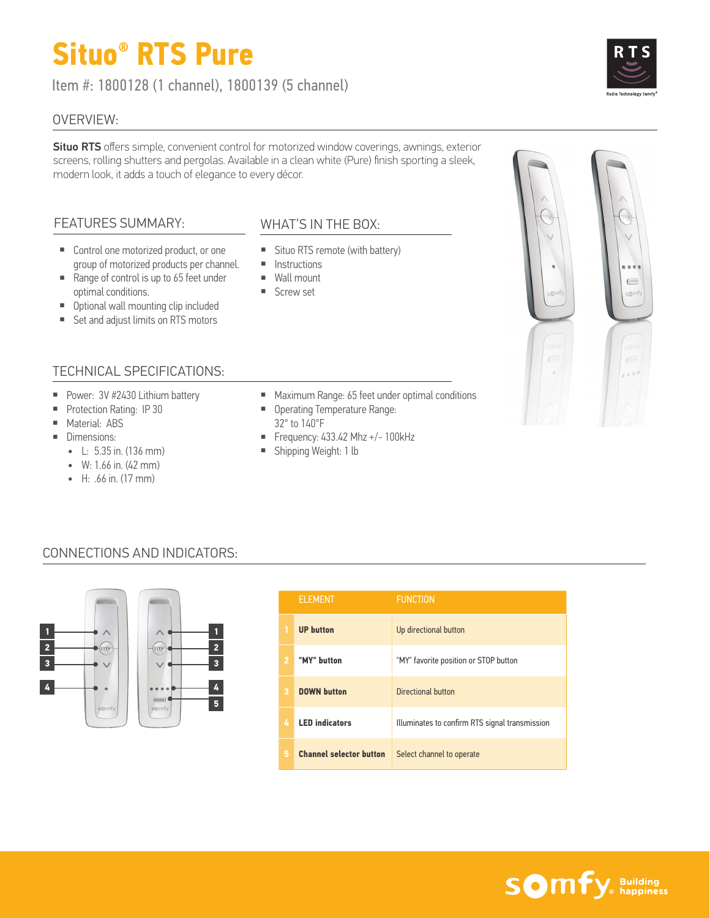# Situo® RTS Pure

Item #: 1800128 (1 channel), 1800139 (5 channel)

## OVERVIEW:

**Situo RTS** offers simple, convenient control for motorized window coverings, awnings, exterior screens, rolling shutters and pergolas. Available in a clean white (Pure) finish sporting a sleek, modern look, it adds a touch of elegance to every décor.

## FEATURES SUMMARY:

- Control one motorized product, or one group of motorized products per channel.
- Range of control is up to 65 feet under optimal conditions.
- Optional wall mounting clip included
- Set and adjust limits on RTS motors

## WHAT'S IN THE BOX:

- Situo RTS remote (with battery)
- Instructions
- Wall mount
- Screw set

## TECHNICAL SPECIFICATIONS:

- Power: 3V #2430 Lithium battery
- Protection Rating: IP 30
- Material: ABS
- Dimensions:
  - L: 5.35 in. (136 mm)
  - W: 1.66 in. (42 mm)
  - H: .66 in. (17 mm)
- Maximum Range: 65 feet under optimal conditions
- Operating Temperature Range: 32° to 140°F
- Frequency: 433.42 Mhz +/- 100kHz
- Shipping Weight: 1 lb

## CONNECTIONS AND INDICATORS:

| | ELEMENT | FUNCTION |
|---|---|---|
| 1 | **UP button** | Up directional button |
| 2 | **"MY" button** | "MY" favorite position or STOP button |
| 3 | **DOWN button** | Directional button |
| 4 | **LED indicators** | Illuminates to confirm RTS signal transmission |
| 5 | **Channel selector button** | Select channel to operate |

somfy® Building happiness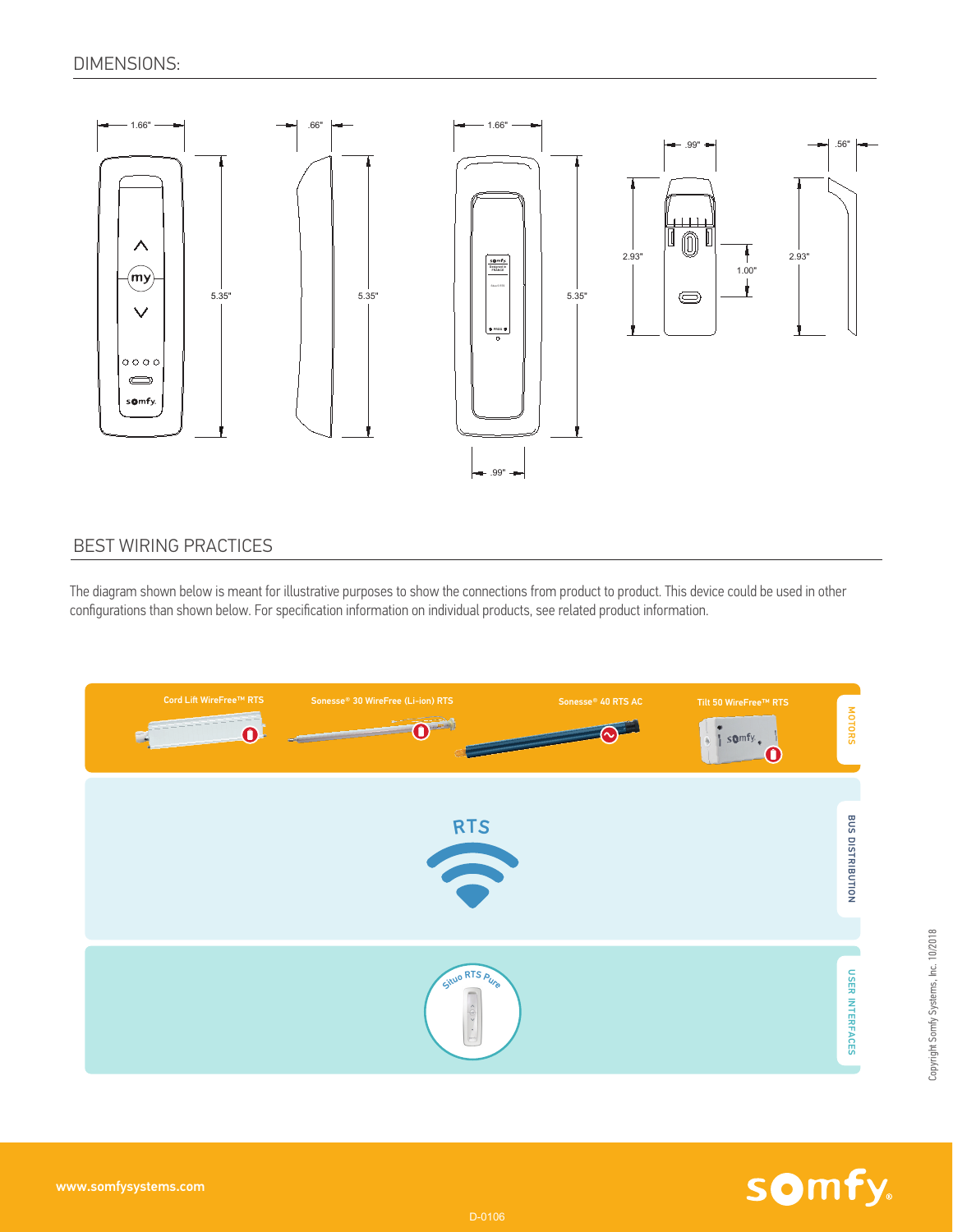## DIMENSIONS:

1.66"
.66"
1.66"
.99"
.56"
5.35"
5.35"
5.35"
2.93"
1.00"
2.93"
.99"

## BEST WIRING PRACTICES

The diagram shown below is meant for illustrative purposes to show the connections from product to product. This device could be used in other configurations than shown below. For specification information on individual products, see related product information.

Cord Lift WireFree™ RTS
Sonesse® 30 WireFree (Li-ion) RTS
Sonesse® 40 RTS AC
Tilt 50 WireFree™ RTS
MOTORS

RTS
BUS DISTRIBUTION

Situo RTS Pure
USER INTERFACES

Copyright Somfy Systems, Inc. 10/2018

www.somfysystems.com

D-0106